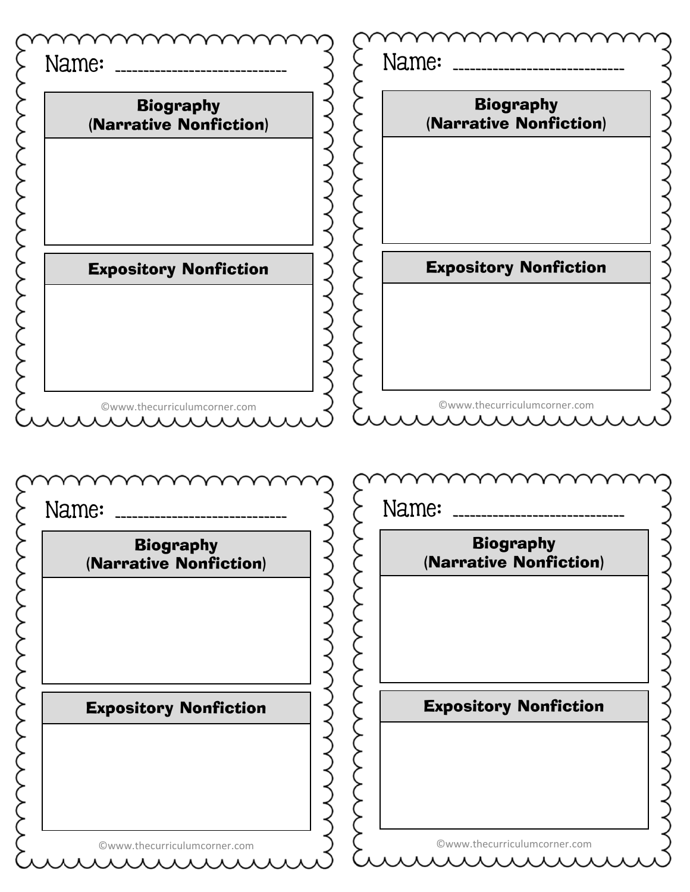Name: ______________________________

| Biography (Narrative Nonfiction) |
| --- |
| |

| Expository Nonfiction |
| --- |
| |

©www.thecurriculumcorner.com

Name: ______________________________

| Biography (Narrative Nonfiction) |
| --- |
| |

| Expository Nonfiction |
| --- |
| |

©www.thecurriculumcorner.com

Name: ______________________________

| Biography (Narrative Nonfiction) |
| --- |
| |

| Expository Nonfiction |
| --- |
| |

©www.thecurriculumcorner.com

Name: ______________________________

| Biography (Narrative Nonfiction) |
| --- |
| |

| Expository Nonfiction |
| --- |
| |

©www.thecurriculumcorner.com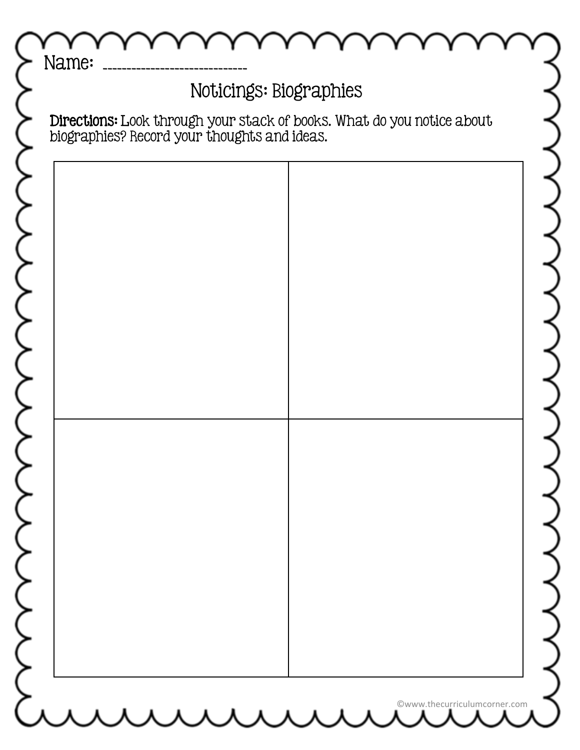Name: ______________________________

# Noticings: Biographies

**Directions:** Look through your stack of books. What do you notice about biographies? Record your thoughts and ideas.

| | |
|---|---|
| | |
| | |

©www.thecurriculumcorner.com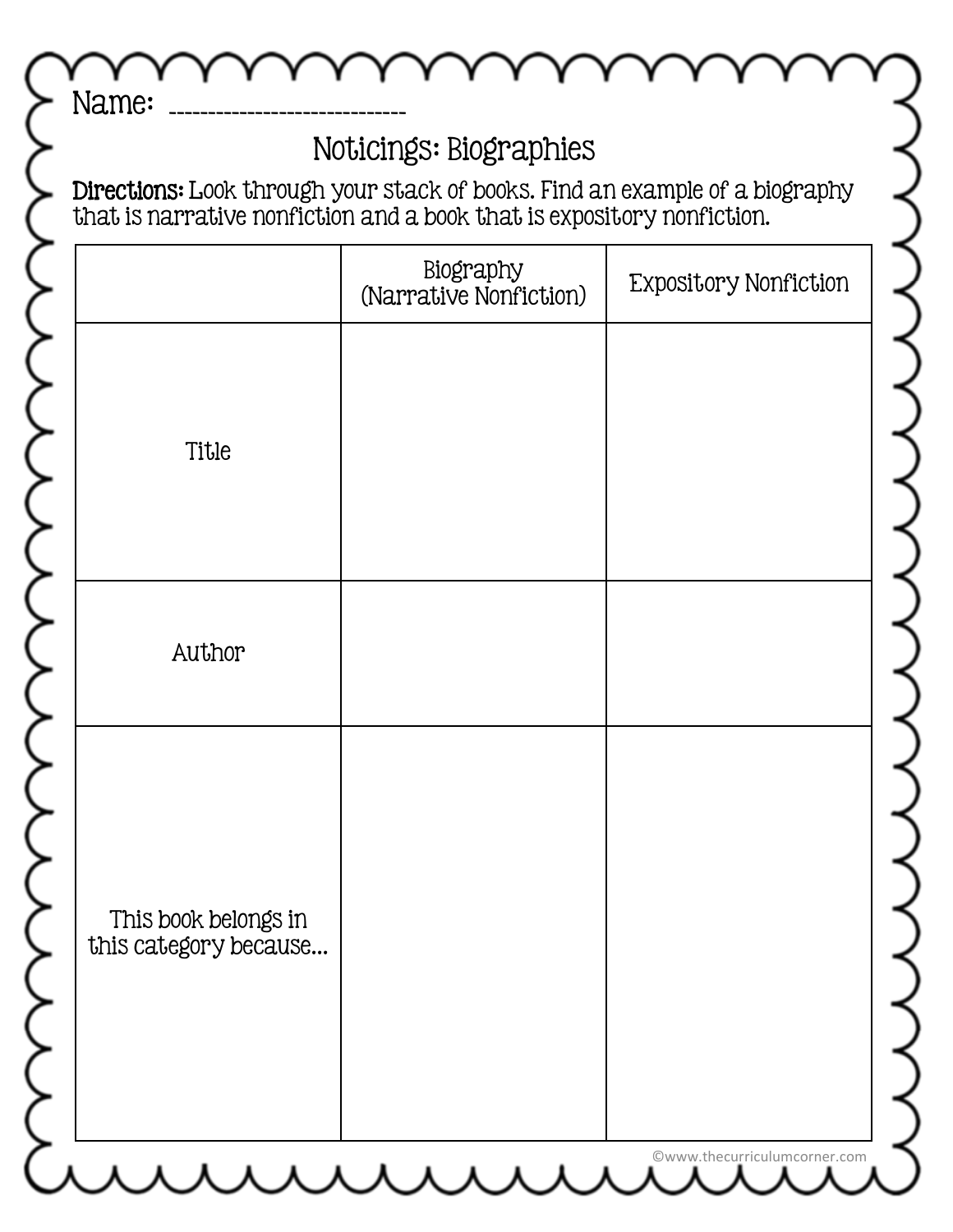Name: ______________________________

# Noticings: Biographies

**Directions:** Look through your stack of books. Find an example of a biography that is narrative nonfiction and a book that is expository nonfiction.

| | Biography (Narrative Nonfiction) | Expository Nonfiction |
|---|---|---|
| Title | | |
| Author | | |
| This book belongs in this category because... | | |

©www.thecurriculumcorner.com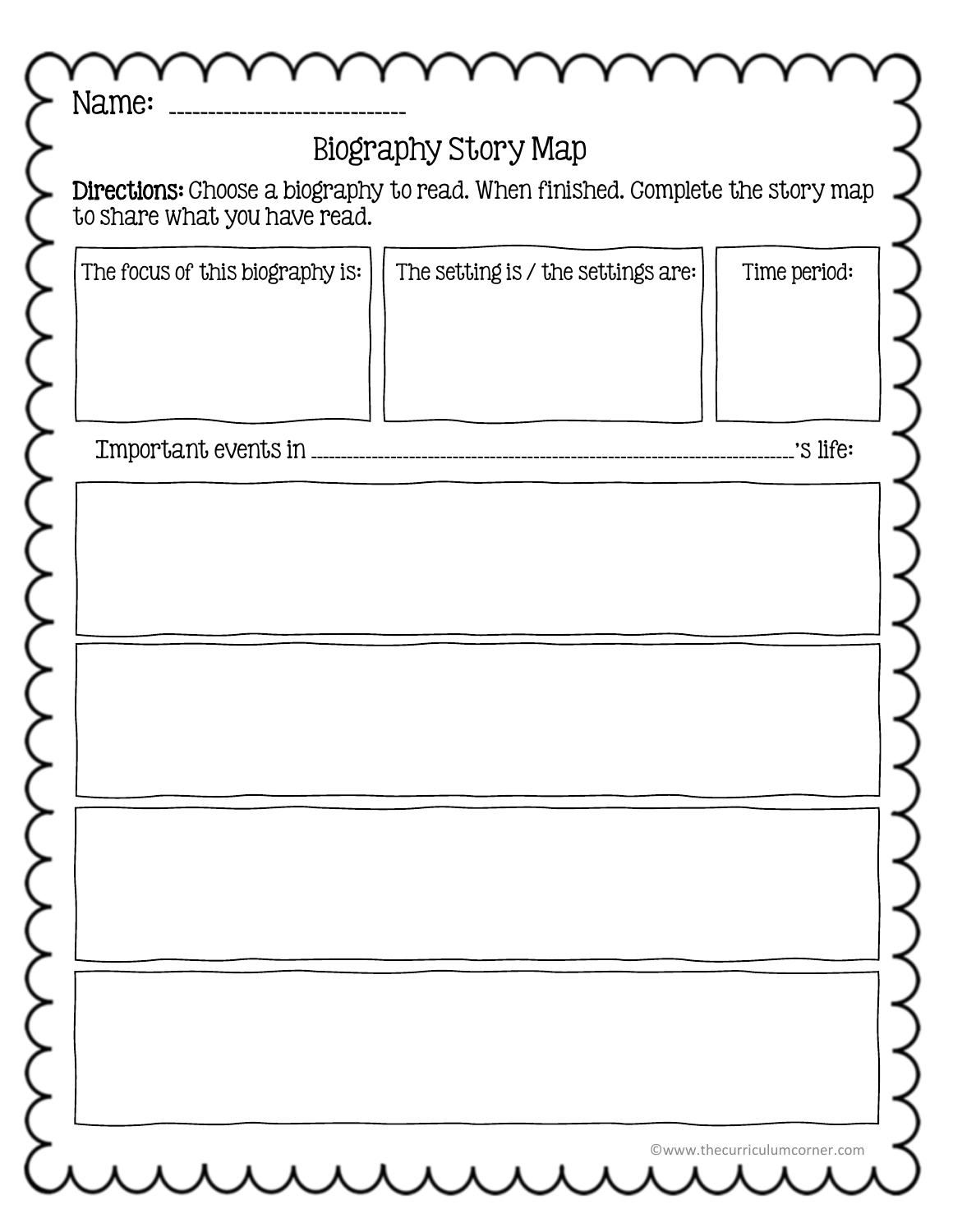Name: ______________________________

# Biography Story Map

**Directions:** Choose a biography to read. When finished. Complete the story map to share what you have read.

| The focus of this biography is: | The setting is / the settings are: | Time period: |
|---|---|---|
| | | |

Important events in ____________________________________________'s life:

| |
|---|
| |
| |
| |
| |

©www.thecurriculumcorner.com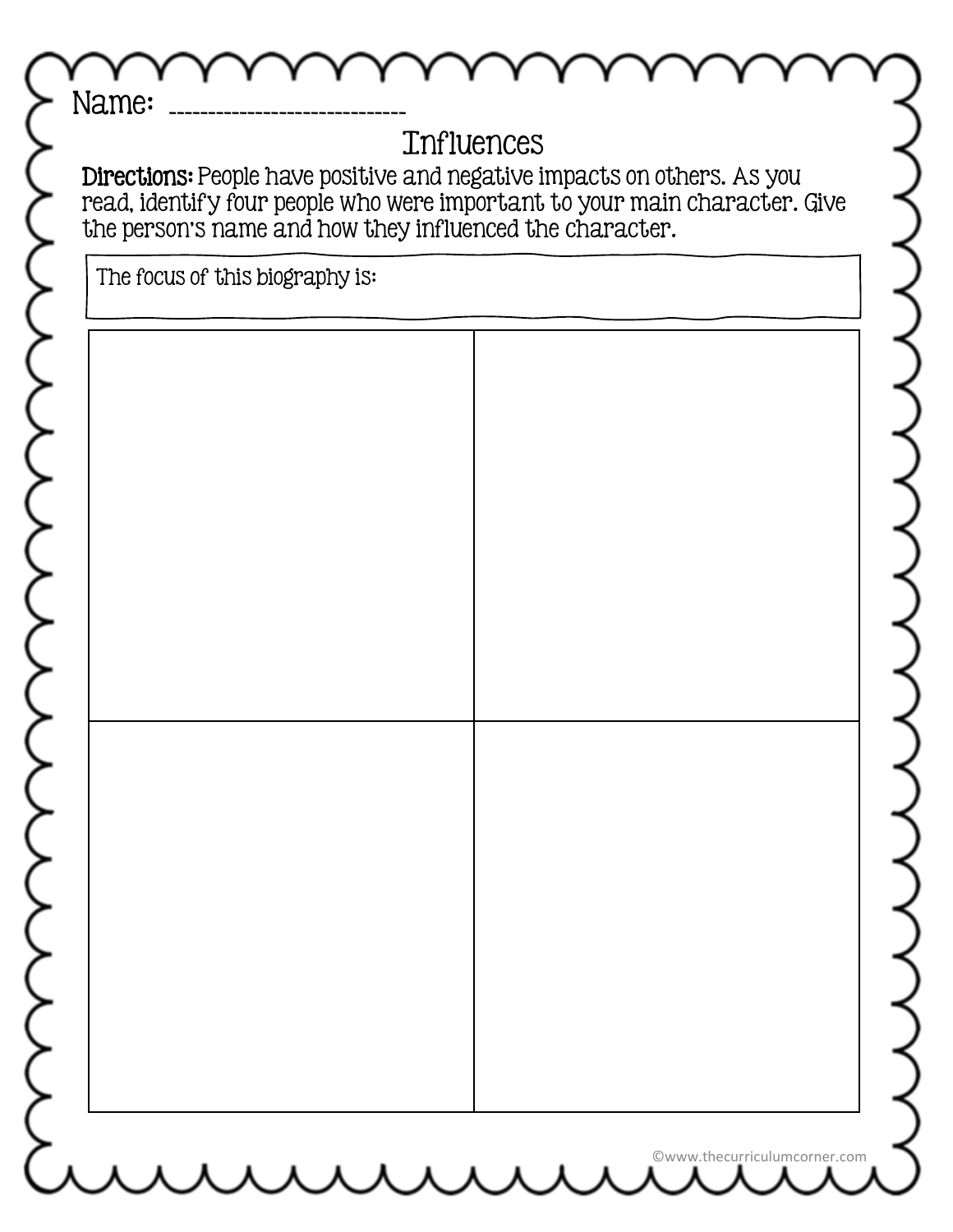Name: ______________________________

# Influences

**Directions:** People have positive and negative impacts on others. As you read, identify four people who were important to your main character. Give the person's name and how they influenced the character.

The focus of this biography is:

| | |
|---|---|
| | |
| | |

©www.thecurriculumcorner.com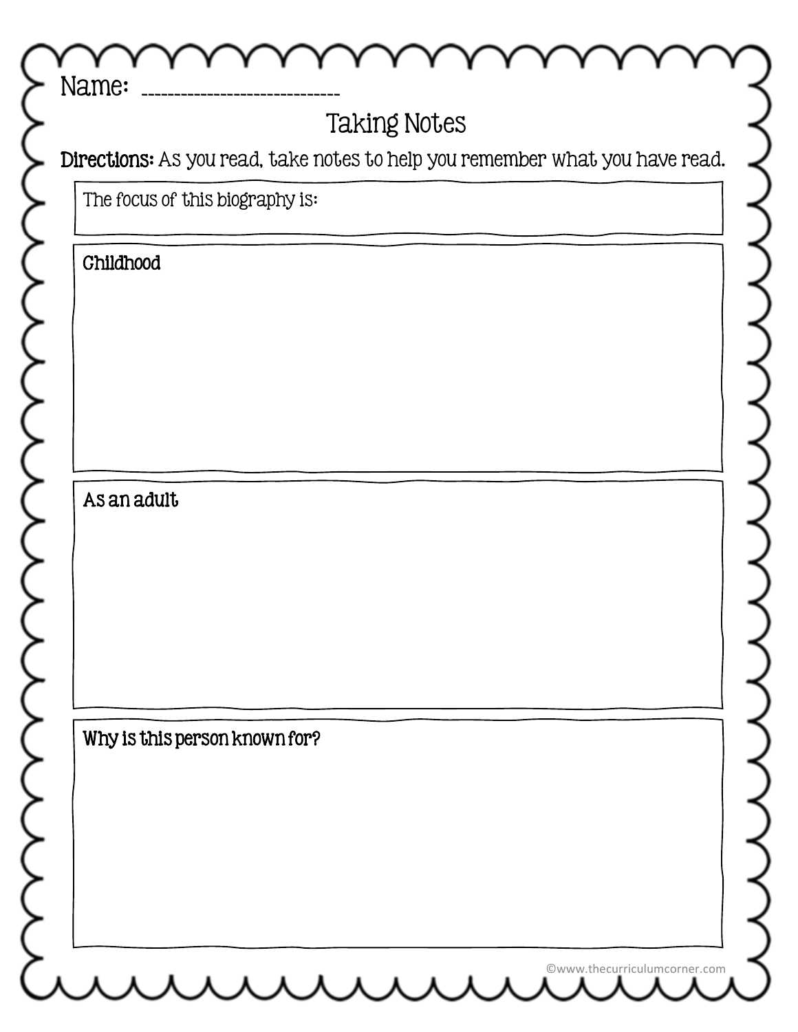Name: _______________________________

# Taking Notes

**Directions:** As you read, take notes to help you remember what you have read.

The focus of this biography is:

**Childhood**

**As an adult**

**Why is this person known for?**

©www.thecurriculumcorner.com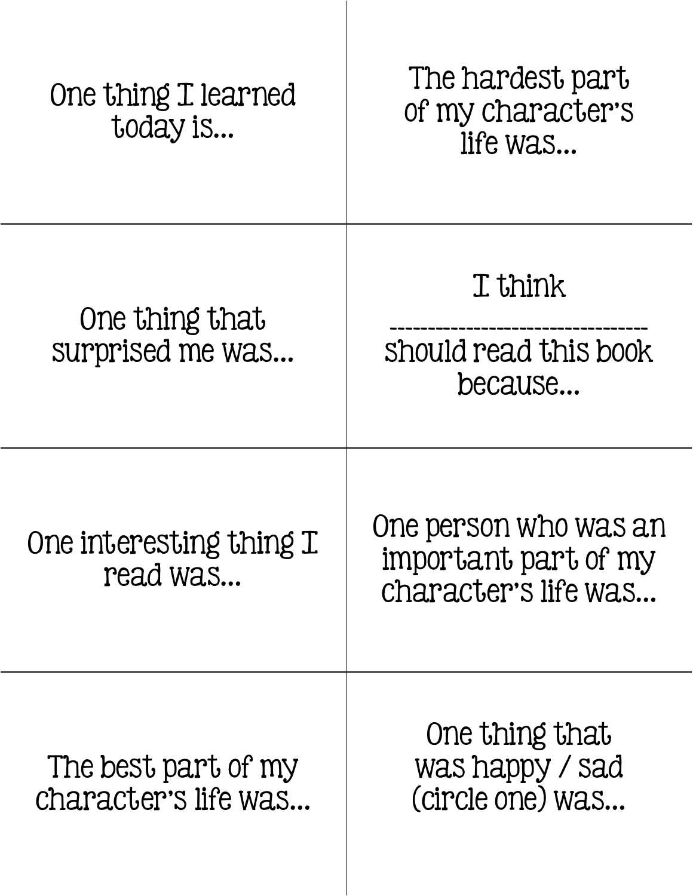One thing I learned today is...

The hardest part of my character's life was...

One thing that surprised me was...

I think ________________________________ should read this book because...

One interesting thing I read was...

One person who was an important part of my character's life was...

The best part of my character's life was...

One thing that was happy / sad (circle one) was...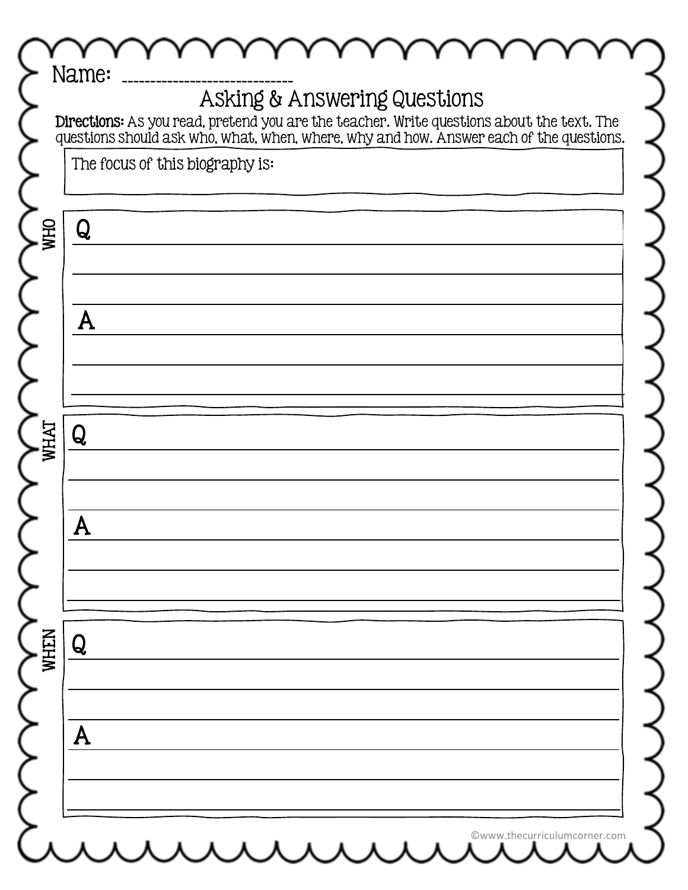Name: ______________________________

# Asking & Answering Questions

**Directions:** As you read, pretend you are the teacher. Write questions about the text. The questions should ask who, what, when, where, why and how. Answer each of the questions.

The focus of this biography is:

**WHO**

Q ______________________________________________

______________________________________________

A ______________________________________________

______________________________________________

**WHAT**

Q ______________________________________________

______________________________________________

A ______________________________________________

______________________________________________

**WHEN**

Q ______________________________________________

______________________________________________

A ______________________________________________

______________________________________________

©www.thecurriculumcorner.com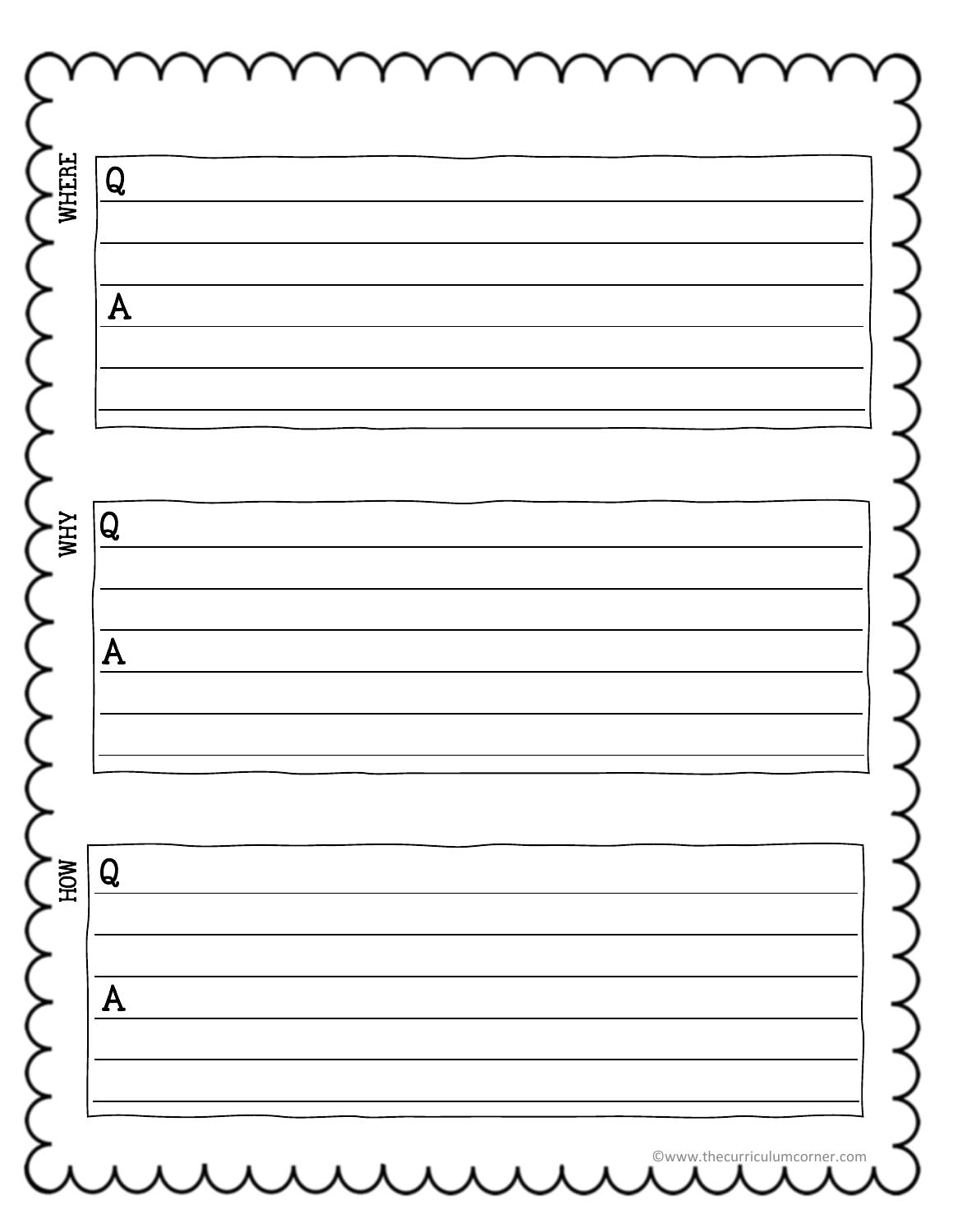WHERE

Q

A

WHY

Q

A

HOW

Q

A

©www.thecurriculumcorner.com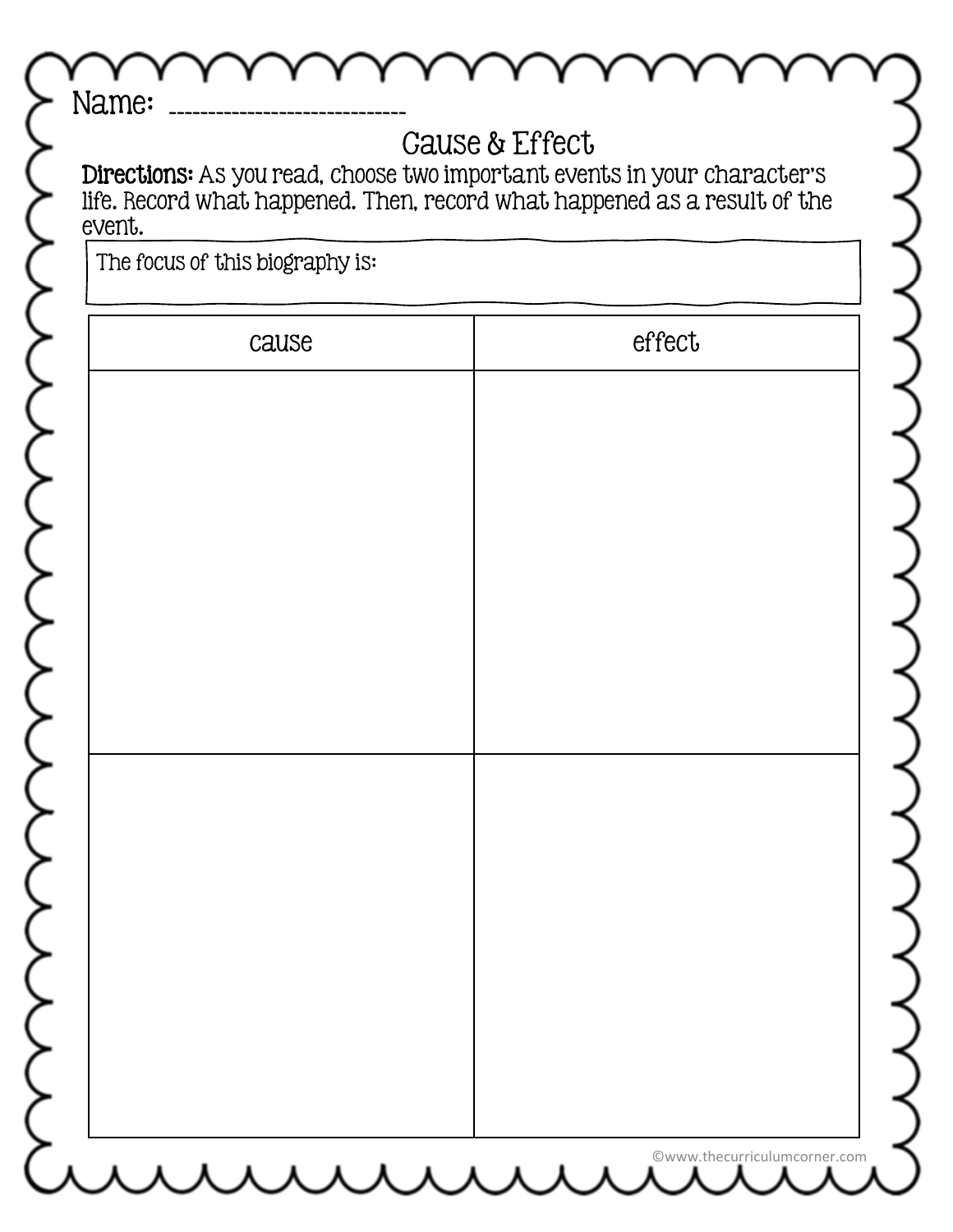Name: ______________________________

# Cause & Effect

**Directions:** As you read, choose two important events in your character's life. Record what happened. Then, record what happened as a result of the event.

The focus of this biography is:

| cause | effect |
| --- | --- |
| | |
| | |

©www.thecurriculumcorner.com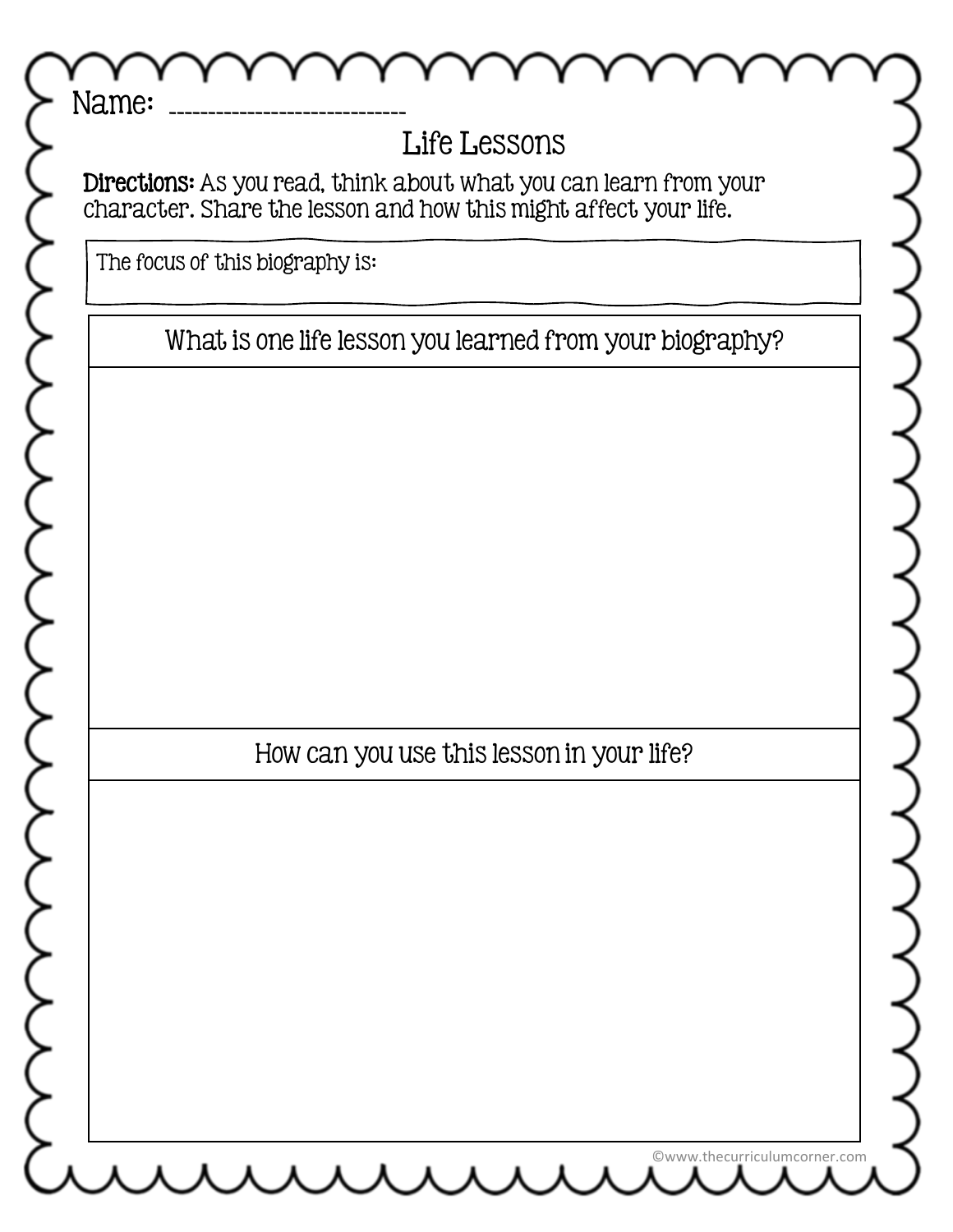Name: _______________________________

# Life Lessons

**Directions:** As you read, think about what you can learn from your character. Share the lesson and how this might affect your life.

The focus of this biography is:

| What is one life lesson you learned from your biography? |
|---|
| |
| **How can you use this lesson in your life?** |
| |

©www.thecurriculumcorner.com